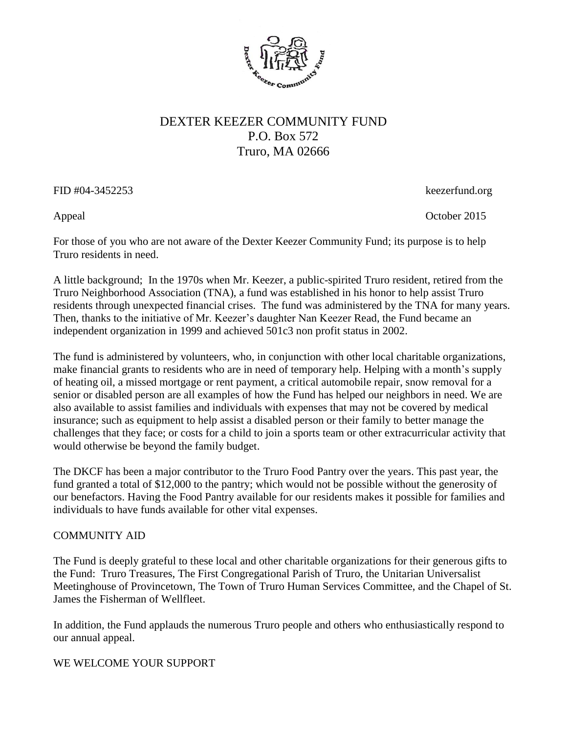# DEXTER KEEZER COMMUNITY FUND

P.O. Box 572
Truro, MA 02666

FID #04-3452253 keezerfund.org

Appeal October 2015

For those of you who are not aware of the Dexter Keezer Community Fund; its purpose is to help Truro residents in need.

A little background; In the 1970s when Mr. Keezer, a public-spirited Truro resident, retired from the Truro Neighborhood Association (TNA), a fund was established in his honor to help assist Truro residents through unexpected financial crises. The fund was administered by the TNA for many years. Then, thanks to the initiative of Mr. Keezer's daughter Nan Keezer Read, the Fund became an independent organization in 1999 and achieved 501c3 non profit status in 2002.

The fund is administered by volunteers, who, in conjunction with other local charitable organizations, make financial grants to residents who are in need of temporary help. Helping with a month's supply of heating oil, a missed mortgage or rent payment, a critical automobile repair, snow removal for a senior or disabled person are all examples of how the Fund has helped our neighbors in need. We are also available to assist families and individuals with expenses that may not be covered by medical insurance; such as equipment to help assist a disabled person or their family to better manage the challenges that they face; or costs for a child to join a sports team or other extracurricular activity that would otherwise be beyond the family budget.

The DKCF has been a major contributor to the Truro Food Pantry over the years. This past year, the fund granted a total of $12,000 to the pantry; which would not be possible without the generosity of our benefactors. Having the Food Pantry available for our residents makes it possible for families and individuals to have funds available for other vital expenses.

## COMMUNITY AID

The Fund is deeply grateful to these local and other charitable organizations for their generous gifts to the Fund: Truro Treasures, The First Congregational Parish of Truro, the Unitarian Universalist Meetinghouse of Provincetown, The Town of Truro Human Services Committee, and the Chapel of St. James the Fisherman of Wellfleet.

In addition, the Fund applauds the numerous Truro people and others who enthusiastically respond to our annual appeal.

## WE WELCOME YOUR SUPPORT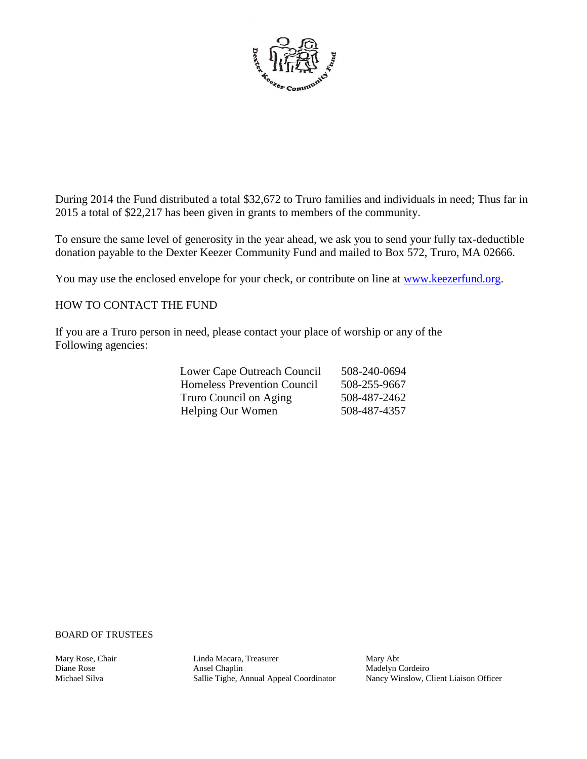During 2014 the Fund distributed a total $32,672 to Truro families and individuals in need; Thus far in 2015 a total of $22,217 has been given in grants to members of the community.

To ensure the same level of generosity in the year ahead, we ask you to send your fully tax-deductible donation payable to the Dexter Keezer Community Fund and mailed to Box 572, Truro, MA 02666.

You may use the enclosed envelope for your check, or contribute on line at www.keezerfund.org.

HOW TO CONTACT THE FUND

If you are a Truro person in need, please contact your place of worship or any of the Following agencies:

| | |
|---|---|
| Lower Cape Outreach Council | 508-240-0694 |
| Homeless Prevention Council | 508-255-9667 |
| Truro Council on Aging | 508-487-2462 |
| Helping Our Women | 508-487-4357 |

BOARD OF TRUSTEES

Mary Rose, Chair
Diane Rose
Michael Silva
Linda Macara, Treasurer
Ansel Chaplin
Sallie Tighe, Annual Appeal Coordinator
Mary Abt
Madelyn Cordeiro
Nancy Winslow, Client Liaison Officer